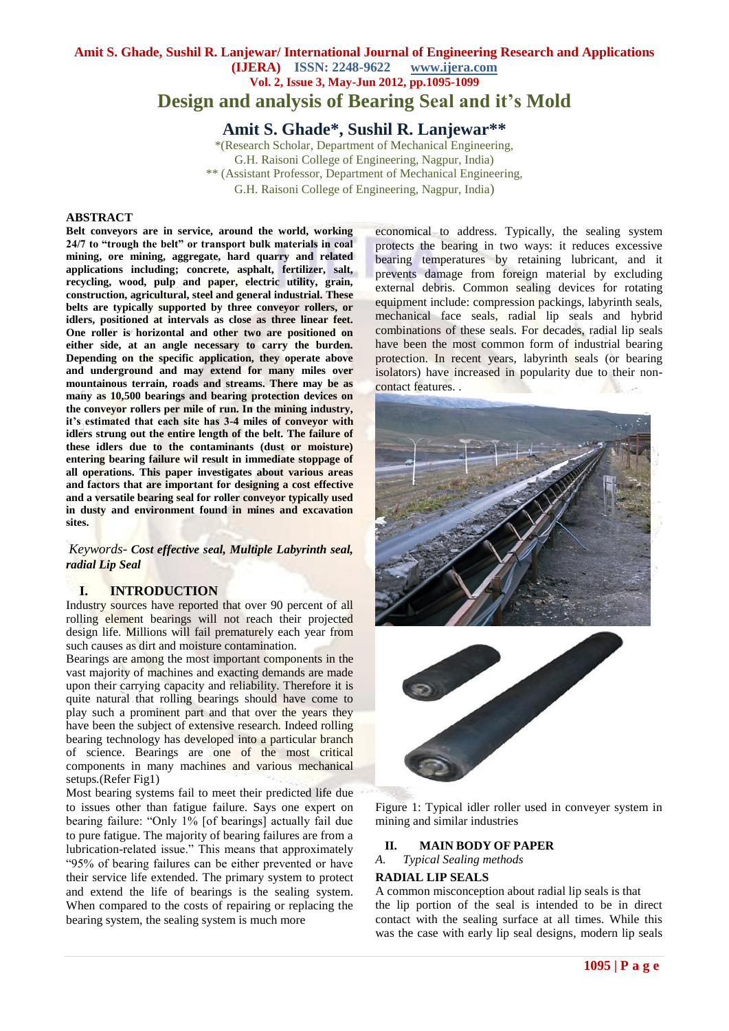# Design and analysis of Bearing Seal and it's Mold

## Amit S. Ghade*, Sushil R. Lanjewar**

*(Research Scholar, Department of Mechanical Engineering, G.H. Raisoni College of Engineering, Nagpur, India)
** (Assistant Professor, Department of Mechanical Engineering, G.H. Raisoni College of Engineering, Nagpur, India)

### ABSTRACT

**Belt conveyors are in service, around the world, working 24/7 to "trough the belt" or transport bulk materials in coal mining, ore mining, aggregate, hard quarry and related applications including; concrete, asphalt, fertilizer, salt, recycling, wood, pulp and paper, electric utility, grain, construction, agricultural, steel and general industrial. These belts are typically supported by three conveyor rollers, or idlers, positioned at intervals as close as three linear feet. One roller is horizontal and other two are positioned on either side, at an angle necessary to carry the burden. Depending on the specific application, they operate above and underground and may extend for many miles over mountainous terrain, roads and streams. There may be as many as 10,500 bearings and bearing protection devices on the conveyor rollers per mile of run. In the mining industry, it's estimated that each site has 3-4 miles of conveyor with idlers strung out the entire length of the belt. The failure of these idlers due to the contaminants (dust or moisture) entering bearing failure wil result in immediate stoppage of all operations. This paper investigates about various areas and factors that are important for designing a cost effective and a versatile bearing seal for roller conveyor typically used in dusty and environment found in mines and excavation sites.**

*Keywords- **Cost effective seal, Multiple Labyrinth seal, radial Lip Seal***

### I. INTRODUCTION

Industry sources have reported that over 90 percent of all rolling element bearings will not reach their projected design life. Millions will fail prematurely each year from such causes as dirt and moisture contamination.

Bearings are among the most important components in the vast majority of machines and exacting demands are made upon their carrying capacity and reliability. Therefore it is quite natural that rolling bearings should have come to play such a prominent part and that over the years they have been the subject of extensive research. Indeed rolling bearing technology has developed into a particular branch of science. Bearings are one of the most critical components in many machines and various mechanical setups.(Refer Fig1)

Most bearing systems fail to meet their predicted life due to issues other than fatigue failure. Says one expert on bearing failure: "Only 1% [of bearings] actually fail due to pure fatigue. The majority of bearing failures are from a lubrication-related issue." This means that approximately "95% of bearing failures can be either prevented or have their service life extended. The primary system to protect and extend the life of bearings is the sealing system. When compared to the costs of repairing or replacing the bearing system, the sealing system is much more economical to address. Typically, the sealing system protects the bearing in two ways: it reduces excessive bearing temperatures by retaining lubricant, and it prevents damage from foreign material by excluding external debris. Common sealing devices for rotating equipment include: compression packings, labyrinth seals, mechanical face seals, radial lip seals and hybrid combinations of these seals. For decades, radial lip seals have been the most common form of industrial bearing protection. In recent years, labyrinth seals (or bearing isolators) have increased in popularity due to their non-contact features. .

Figure 1: Typical idler roller used in conveyer system in mining and similar industries

### II. MAIN BODY OF PAPER

*A. Typical Sealing methods*

**RADIAL LIP SEALS**

A common misconception about radial lip seals is that the lip portion of the seal is intended to be in direct contact with the sealing surface at all times. While this was the case with early lip seal designs, modern lip seals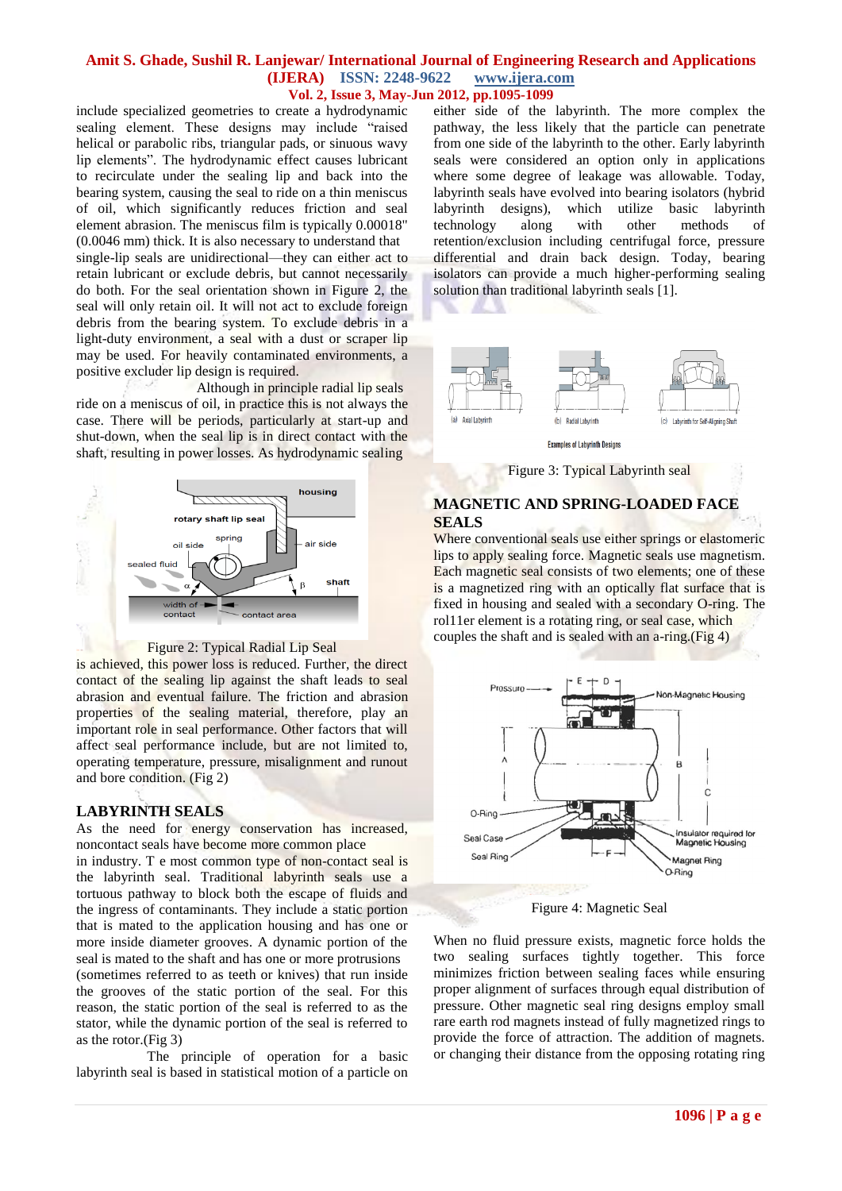include specialized geometries to create a hydrodynamic sealing element. These designs may include "raised helical or parabolic ribs, triangular pads, or sinuous wavy lip elements". The hydrodynamic effect causes lubricant to recirculate under the sealing lip and back into the bearing system, causing the seal to ride on a thin meniscus of oil, which significantly reduces friction and seal element abrasion. The meniscus film is typically 0.00018" (0.0046 mm) thick. It is also necessary to understand that single-lip seals are unidirectional—they can either act to retain lubricant or exclude debris, but cannot necessarily do both. For the seal orientation shown in Figure 2, the seal will only retain oil. It will not act to exclude foreign debris from the bearing system. To exclude debris in a light-duty environment, a seal with a dust or scraper lip may be used. For heavily contaminated environments, a positive excluder lip design is required.

Although in principle radial lip seals ride on a meniscus of oil, in practice this is not always the case. There will be periods, particularly at start-up and shut-down, when the seal lip is in direct contact with the shaft, resulting in power losses. As hydrodynamic sealing is achieved, this power loss is reduced. Further, the direct contact of the sealing lip against the shaft leads to seal abrasion and eventual failure. The friction and abrasion properties of the sealing material, therefore, play an important role in seal performance. Other factors that will affect seal performance include, but are not limited to, operating temperature, pressure, misalignment and runout and bore condition. (Fig 2)

Figure 2: Typical Radial Lip Seal

## LABYRINTH SEALS

As the need for energy conservation has increased, noncontact seals have become more common place in industry. T e most common type of non-contact seal is the labyrinth seal. Traditional labyrinth seals use a tortuous pathway to block both the escape of fluids and the ingress of contaminants. They include a static portion that is mated to the application housing and has one or more inside diameter grooves. A dynamic portion of the seal is mated to the shaft and has one or more protrusions (sometimes referred to as teeth or knives) that run inside the grooves of the static portion of the seal. For this reason, the static portion of the seal is referred to as the stator, while the dynamic portion of the seal is referred to as the rotor.(Fig 3)

The principle of operation for a basic labyrinth seal is based in statistical motion of a particle on either side of the labyrinth. The more complex the pathway, the less likely that the particle can penetrate from one side of the labyrinth to the other. Early labyrinth seals were considered only an option only in applications where some degree of leakage was allowable. Today, labyrinth seals have evolved into bearing isolators (hybrid labyrinth designs), which utilize basic labyrinth technology along with other methods of retention/exclusion including centrifugal force, pressure differential and drain back design. Today, bearing isolators can provide a much higher-performing sealing solution than traditional labyrinth seals [1].

Figure 3: Typical Labyrinth seal

## MAGNETIC AND SPRING-LOADED FACE SEALS

Where conventional seals use either springs or elastomeric lips to apply sealing force. Magnetic seals use magnetism. Each magnetic seal consists of two elements; one of these is a magnetized ring with an optically flat surface that is fixed in housing and sealed with a secondary O-ring. The rol11er element is a rotating ring, or seal case, which couples the shaft and is sealed with an a-ring.(Fig 4)

Figure 4: Magnetic Seal

When no fluid pressure exists, magnetic force holds the two sealing surfaces tightly together. This force minimizes friction between sealing faces while ensuring proper alignment of surfaces through equal distribution of pressure. Other magnetic seal ring designs employ small rare earth rod magnets instead of fully magnetized rings to provide the force of attraction. The addition of magnets. or changing their distance from the opposing rotating ring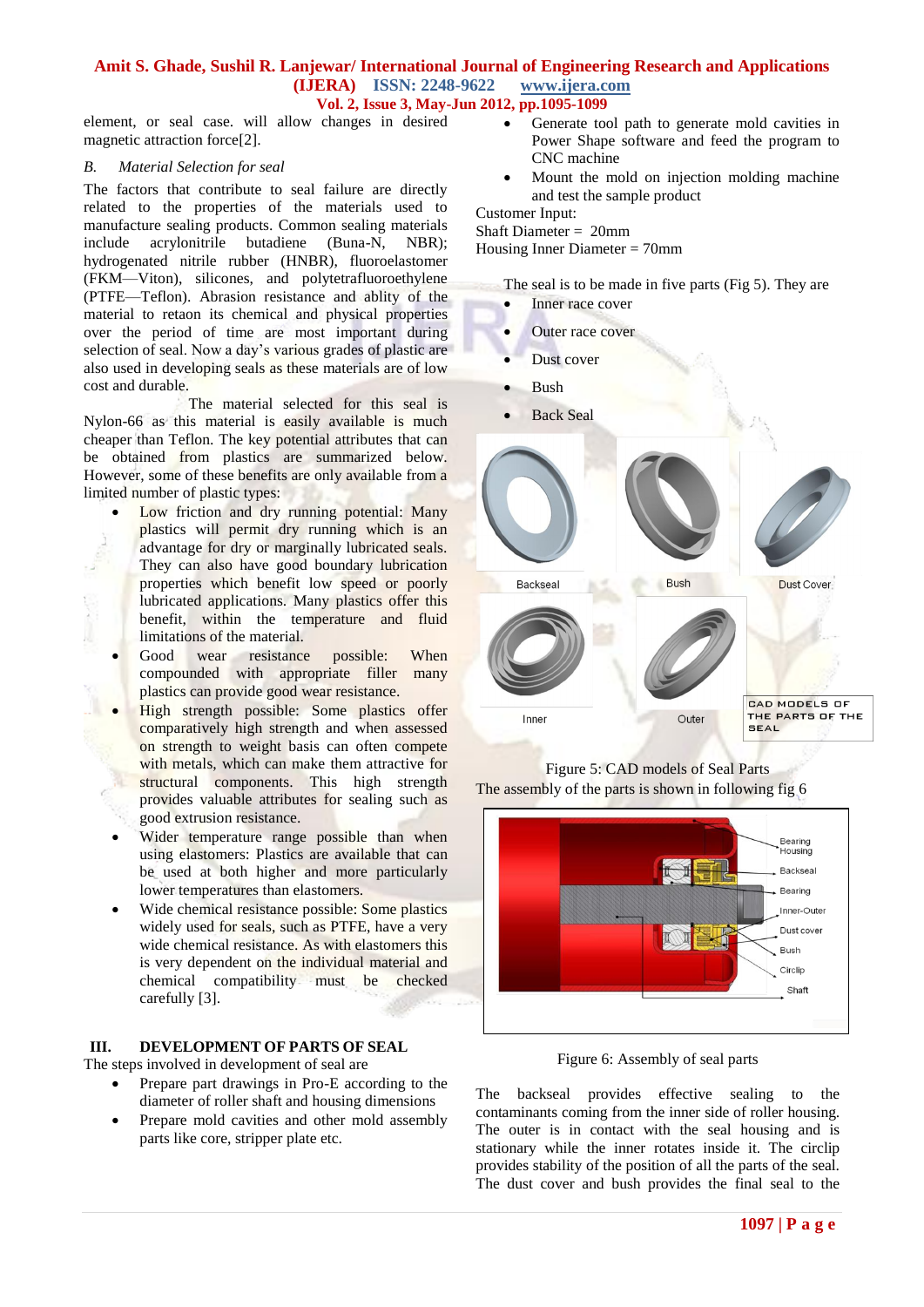element, or seal case. will allow changes in desired magnetic attraction force[2].

### B. *Material Selection for seal*

The factors that contribute to seal failure are directly related to the properties of the materials used to manufacture sealing products. Common sealing materials include acrylonitrile butadiene (Buna-N, NBR); hydrogenated nitrile rubber (HNBR), fluoroelastomer (FKM—Viton), silicones, and polytetrafluoroethylene (PTFE—Teflon). Abrasion resistance and ablity of the material to retaon its chemical and physical properties over the period of time are most important during selection of seal. Now a day's various grades of plastic are also used in developing seals as these materials are of low cost and durable.

The material selected for this seal is Nylon-66 as this material is easily available is much cheaper than Teflon. The key potential attributes that can be obtained from plastics are summarized below. However, some of these benefits are only available from a limited number of plastic types:

- Low friction and dry running potential: Many plastics will permit dry running which is an advantage for dry or marginally lubricated seals. They can also have good boundary lubrication properties which benefit low speed or poorly lubricated applications. Many plastics offer this benefit, within the temperature and fluid limitations of the material.
- Good wear resistance possible: When compounded with appropriate filler many plastics can provide good wear resistance.
- High strength possible: Some plastics offer comparatively high strength and when assessed on strength to weight basis can often compete with metals, which can make them attractive for structural components. This high strength provides valuable attributes for sealing such as good extrusion resistance.
- Wider temperature range possible than when using elastomers: Plastics are available that can be used at both higher and more particularly lower temperatures than elastomers.
- Wide chemical resistance possible: Some plastics widely used for seals, such as PTFE, have a very wide chemical resistance. As with elastomers this is very dependent on the individual material and chemical compatibility must be checked carefully [3].

## III. DEVELOPMENT OF PARTS OF SEAL

The steps involved in development of seal are

- Prepare part drawings in Pro-E according to the diameter of roller shaft and housing dimensions
- Prepare mold cavities and other mold assembly parts like core, stripper plate etc.
- Generate tool path to generate mold cavities in Power Shape software and feed the program to CNC machine
- Mount the mold on injection molding machine and test the sample product

Customer Input:
Shaft Diameter = 20mm
Housing Inner Diameter = 70mm

The seal is to be made in five parts (Fig 5). They are

- Inner race cover
- Outer race cover
- Dust cover
- Bush
- Back Seal

Backseal Bush Dust Cover
Inner Outer
CAD MODELS OF THE PARTS OF THE SEAL

Figure 5: CAD models of Seal Parts

The assembly of the parts is shown in following fig 6

Bearing Housing
Backseal
Bearing
Inner-Outer
Dust cover
Bush
Circlip
Shaft

Figure 6: Assembly of seal parts

The backseal provides effective sealing to the contaminants coming from the inner side of roller housing. The outer is in contact with the seal housing and is stationary while the inner rotates inside it. The circlip provides stability of the position of all the parts of the seal. The dust cover and bush provides the final seal to the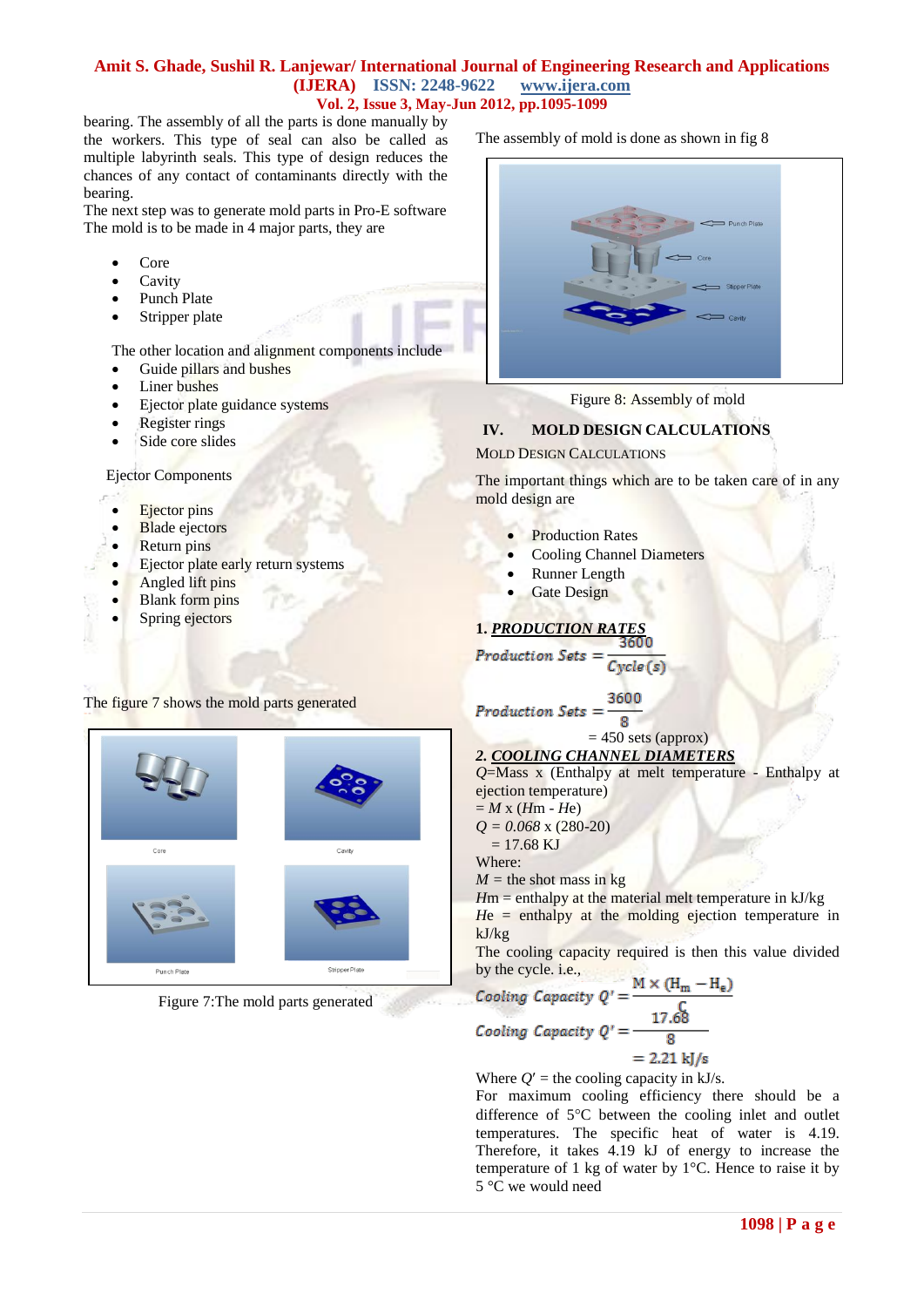bearing. The assembly of all the parts is done manually by the workers. This type of seal can also be called as multiple labyrinth seals. This type of design reduces the chances of any contact of contaminants directly with the bearing.

The next step was to generate mold parts in Pro-E software The mold is to be made in 4 major parts, they are

- Core
- Cavity
- Punch Plate
- Stripper plate

The other location and alignment components include

- Guide pillars and bushes
- Liner bushes
- Ejector plate guidance systems
- Register rings
- Side core slides

Ejector Components

- Ejector pins
- Blade ejectors
- Return pins
- Ejector plate early return systems
- Angled lift pins
- Blank form pins
- Spring ejectors

The figure 7 shows the mold parts generated

Figure 7:The mold parts generated

The assembly of mold is done as shown in fig 8

Figure 8: Assembly of mold

## IV. MOLD DESIGN CALCULATIONS

MOLD DESIGN CALCULATIONS

The important things which are to be taken care of in any mold design are

- Production Rates
- Cooling Channel Diameters
- Runner Length
- Gate Design

**1. *PRODUCTION RATES***

$$Production\ Sets = \frac{3600}{Cycle(s)}$$

$$Production\ Sets = \frac{3600}{8}$$

= 450 sets (approx)

***2. COOLING CHANNEL DIAMETERS***

*Q*=Mass x (Enthalpy at melt temperature - Enthalpy at ejection temperature)

= *M* x (*H*m - *He*)

*Q* = *0.068* x (280-20)

= 17.68 KJ

Where:

*M* = the shot mass in kg

*H*m = enthalpy at the material melt temperature in kJ/kg

*He* = enthalpy at the molding ejection temperature in kJ/kg

The cooling capacity required is then this value divided by the cycle. i.e.,

$$Cooling\ Capacity\ Q' = \frac{M \times (H_m - H_e)}{C}$$

$$Cooling\ Capacity\ Q' = \frac{17.68}{8}$$

$$= 2.21\ kJ/s$$

Where $Q'$ = the cooling capacity in kJ/s.

For maximum cooling efficiency there should be a difference of 5°C between the cooling inlet and outlet temperatures. The specific heat of water is 4.19. Therefore, it takes 4.19 kJ of energy to increase the temperature of 1 kg of water by 1°C. Hence to raise it by 5 °C we would need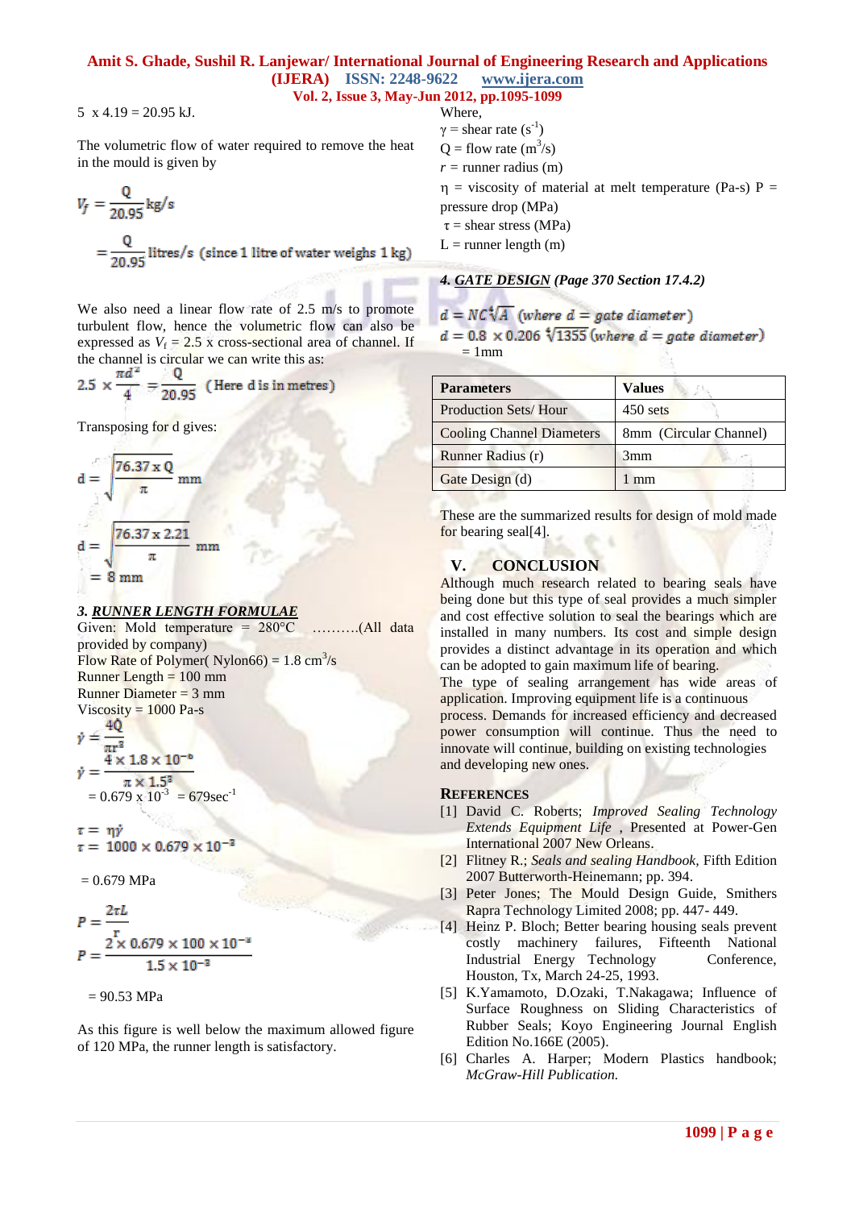5 x 4.19 = 20.95 kJ.

The volumetric flow of water required to remove the heat in the mould is given by

$$V_f = \frac{Q}{20.95}\text{kg/s}$$

$$= \frac{Q}{20.95}\text{litres/s (since 1 litre of water weighs 1 kg)}$$

We also need a linear flow rate of 2.5 m/s to promote turbulent flow, hence the volumetric flow can also be expressed as $V_f$ = 2.5 x cross-sectional area of channel. If the channel is circular we can write this as:

$$2.5 \times \frac{\pi d^2}{4} = \frac{Q}{20.95} \text{ (Here d is in metres)}$$

Transposing for d gives:

$$d = \sqrt{\frac{76.37 \times Q}{\pi}} \text{ mm}$$

$$d = \sqrt{\frac{76.37 \times 2.21}{\pi}} \text{ mm}$$

$$= 8 \text{ mm}$$

### 3. ***RUNNER LENGTH FORMULAE***

Given: Mold temperature = 280°C ……….(All data provided by company)
Flow Rate of Polymer( Nylon66) = 1.8 $cm^3/s$
Runner Length = 100 mm
Runner Diameter = 3 mm
Viscosity = 1000 Pa-s

$$\dot{\gamma} = \frac{4Q}{\pi r^3}$$

$$\dot{\gamma} = \frac{4 \times 1.8 \times 10^{-6}}{\pi \times 1.5^3}$$

$= 0.679 \times 10^{-3}$ = 679sec$^{-1}$

$$\tau = \eta\dot{\gamma}$$

$$\tau = 1000 \times 0.679 \times 10^{-3}$$

= 0.679 MPa

$$P = \frac{2\tau L}{r}$$

$$P = \frac{2 \times 0.679 \times 100 \times 10^{-3}}{1.5 \times 10^{-3}}$$

= 90.53 MPa

As this figure is well below the maximum allowed figure of 120 MPa, the runner length is satisfactory.

Where,
$\gamma$ = shear rate ($s^{-1}$)
Q = flow rate ($m^3/s$)
$r$ = runner radius (m)
$\eta$ = viscosity of material at melt temperature (Pa-s) P = pressure drop (MPa)
$\tau$ = shear stress (MPa)
L = runner length (m)

### 4. ***GATE DESIGN*** *(Page 370 Section 17.4.2)*

$$d = NC\sqrt[4]{A} \text{ (where } d = \text{gate diameter)}$$

$$d = 0.8 \times 0.206 \sqrt[4]{1355} \text{ (where } d = \text{gate diameter)}$$

= 1mm

| Parameters | Values |
|---|---|
| Production Sets/ Hour | 450 sets |
| Cooling Channel Diameters | 8mm (Circular Channel) |
| Runner Radius (r) | 3mm |
| Gate Design (d) | 1 mm |

These are the summarized results for design of mold made for bearing seal[4].

## V. CONCLUSION

Although much research related to bearing seals have being done but this type of seal provides a much simpler and cost effective solution to seal the bearings which are installed in many numbers. Its cost and simple design provides a distinct advantage in its operation and which can be adopted to gain maximum life of bearing.

The type of sealing arrangement has wide areas of application. Improving equipment life is a continuous process. Demands for increased efficiency and decreased power consumption will continue. Thus the need to innovate will continue, building on existing technologies and developing new ones.

## REFERENCES

[1] David C. Roberts; *Improved Sealing Technology Extends Equipment Life* , Presented at Power-Gen International 2007 New Orleans.

[2] Flitney R.; *Seals and sealing Handbook*, Fifth Edition 2007 Butterworth-Heinemann; pp. 394.

[3] Peter Jones; The Mould Design Guide, Smithers Rapra Technology Limited 2008; pp. 447- 449.

[4] Heinz P. Bloch; Better bearing housing seals prevent costly machinery failures, Fifteenth National Industrial Energy Technology Conference, Houston, Tx, March 24-25, 1993.

[5] K.Yamamoto, D.Ozaki, T.Nakagawa; Influence of Surface Roughness on Sliding Characteristics of Rubber Seals; Koyo Engineering Journal English Edition No.166E (2005).

[6] Charles A. Harper; Modern Plastics handbook; *McGraw-Hill Publication.*